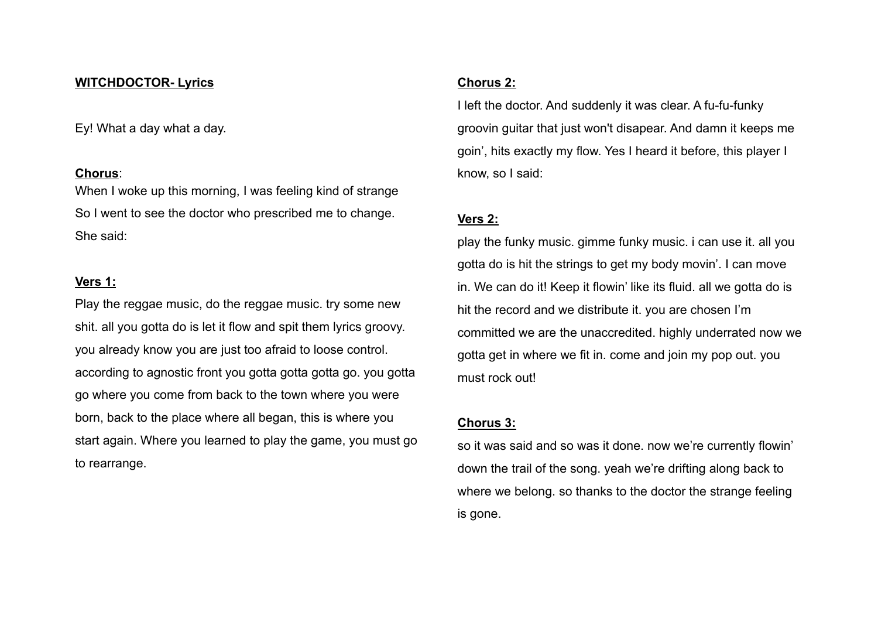**WITCHDOCTOR- Lyrics**

Ey! What a day what a day.

**Chorus**:
When I woke up this morning, I was feeling kind of strange
So I went to see the doctor who prescribed me to change.
She said:

**Vers 1:**

Play the reggae music, do the reggae music. try some new shit. all you gotta do is let it flow and spit them lyrics groovy. you already know you are just too afraid to loose control. according to agnostic front you gotta gotta gotta go. you gotta go where you come from back to the town where you were born, back to the place where all began, this is where you start again. Where you learned to play the game, you must go to rearrange.

**Chorus 2:**

I left the doctor. And suddenly it was clear. A fu-fu-funky groovin guitar that just won't disapear. And damn it keeps me goin', hits exactly my flow. Yes I heard it before, this player I know, so I said:

**Vers 2:**

play the funky music. gimme funky music. i can use it. all you gotta do is hit the strings to get my body movin'. I can move in. We can do it! Keep it flowin' like its fluid. all we gotta do is hit the record and we distribute it. you are chosen I'm committed we are the unaccredited. highly underrated now we gotta get in where we fit in. come and join my pop out. you must rock out!

**Chorus 3:**

so it was said and so was it done. now we're currently flowin' down the trail of the song. yeah we're drifting along back to where we belong. so thanks to the doctor the strange feeling is gone.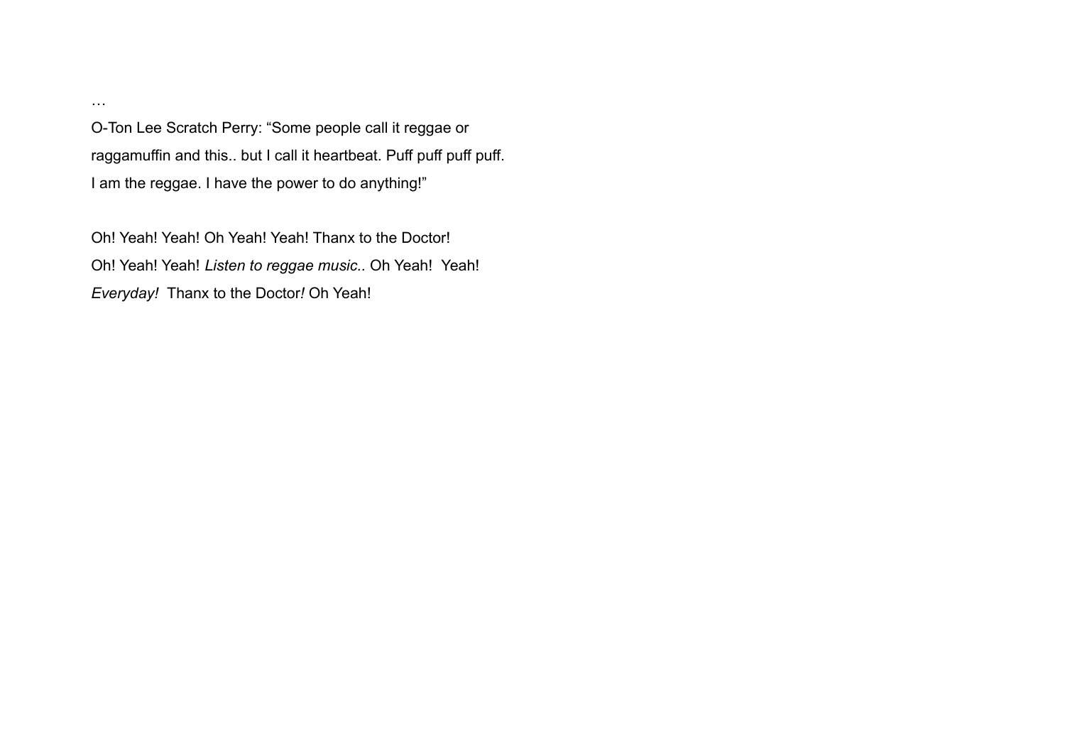…

O-Ton Lee Scratch Perry: “Some people call it reggae or raggamuffin and this.. but I call it heartbeat. Puff puff puff puff. I am the reggae. I have the power to do anything!”

Oh! Yeah! Yeah! Oh Yeah! Yeah! Thanx to the Doctor!
Oh! Yeah! Yeah! *Listen to reggae music..* Oh Yeah! Yeah!
*Everyday!* Thanx to the Doctor*!* Oh Yeah!